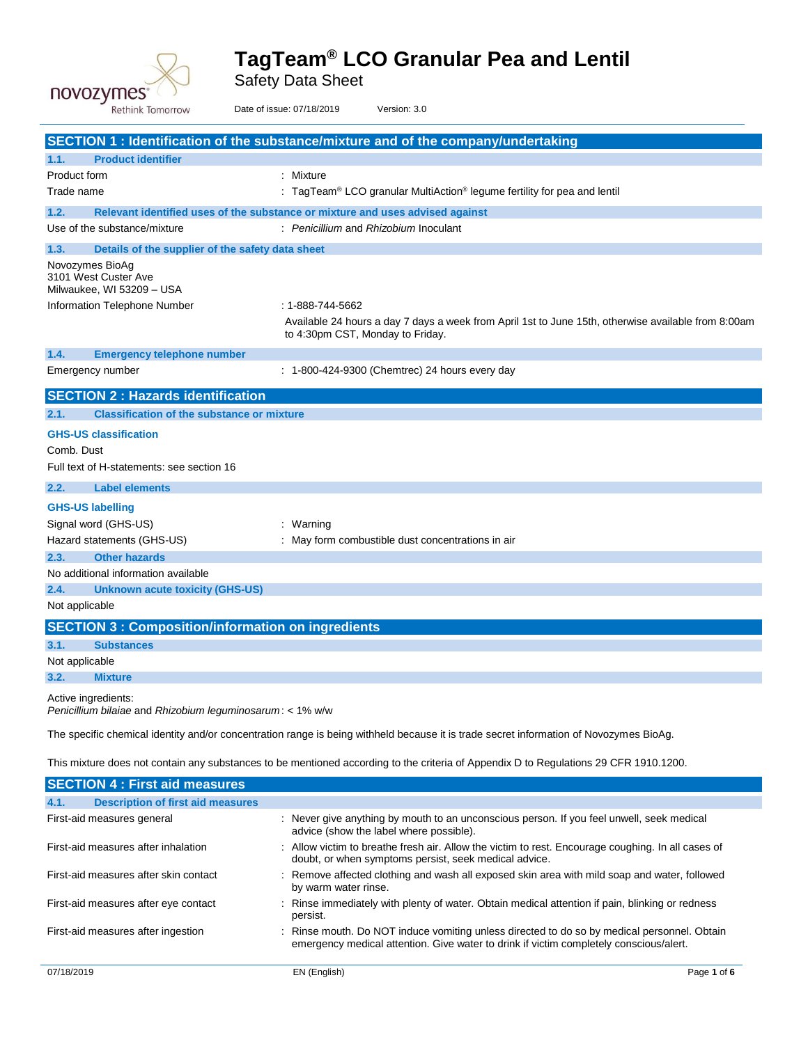# TagTeam® LCO Granular Pea and Lentil

Safety Data Sheet

Date of issue: 07/18/2019 Version: 3.0

## SECTION 1 : Identification of the substance/mixture and of the company/undertaking

### 1.1. Product identifier

Product form : Mixture

Trade name : TagTeam® LCO granular MultiAction® legume fertility for pea and lentil

### 1.2. Relevant identified uses of the substance or mixture and uses advised against

Use of the substance/mixture : *Penicillium* and *Rhizobium* Inoculant

### 1.3. Details of the supplier of the safety data sheet

Novozymes BioAg
3101 West Custer Ave
Milwaukee, WI 53209 – USA

Information Telephone Number : 1-888-744-5662

Available 24 hours a day 7 days a week from April 1st to June 15th, otherwise available from 8:00am to 4:30pm CST, Monday to Friday.

### 1.4. Emergency telephone number

Emergency number : 1-800-424-9300 (Chemtrec) 24 hours every day

## SECTION 2 : Hazards identification

### 2.1. Classification of the substance or mixture

**GHS-US classification**

Comb. Dust

Full text of H-statements: see section 16

### 2.2. Label elements

**GHS-US labelling**

Signal word (GHS-US) : Warning

Hazard statements (GHS-US) : May form combustible dust concentrations in air

### 2.3. Other hazards

No additional information available

### 2.4. Unknown acute toxicity (GHS-US)

Not applicable

## SECTION 3 : Composition/information on ingredients

### 3.1. Substances

Not applicable

### 3.2. Mixture

Active ingredients:
*Penicillium bilaiae* and *Rhizobium leguminosarum* : < 1% w/w

The specific chemical identity and/or concentration range is being withheld because it is trade secret information of Novozymes BioAg.

This mixture does not contain any substances to be mentioned according to the criteria of Appendix D to Regulations 29 CFR 1910.1200.

## SECTION 4 : First aid measures

### 4.1. Description of first aid measures

First-aid measures general : Never give anything by mouth to an unconscious person. If you feel unwell, seek medical advice (show the label where possible).

First-aid measures after inhalation : Allow victim to breathe fresh air. Allow the victim to rest. Encourage coughing. In all cases of doubt, or when symptoms persist, seek medical advice.

First-aid measures after skin contact : Remove affected clothing and wash all exposed skin area with mild soap and water, followed by warm water rinse.

First-aid measures after eye contact : Rinse immediately with plenty of water. Obtain medical attention if pain, blinking or redness persist.

First-aid measures after ingestion : Rinse mouth. Do NOT induce vomiting unless directed to do so by medical personnel. Obtain emergency medical attention. Give water to drink if victim completely conscious/alert.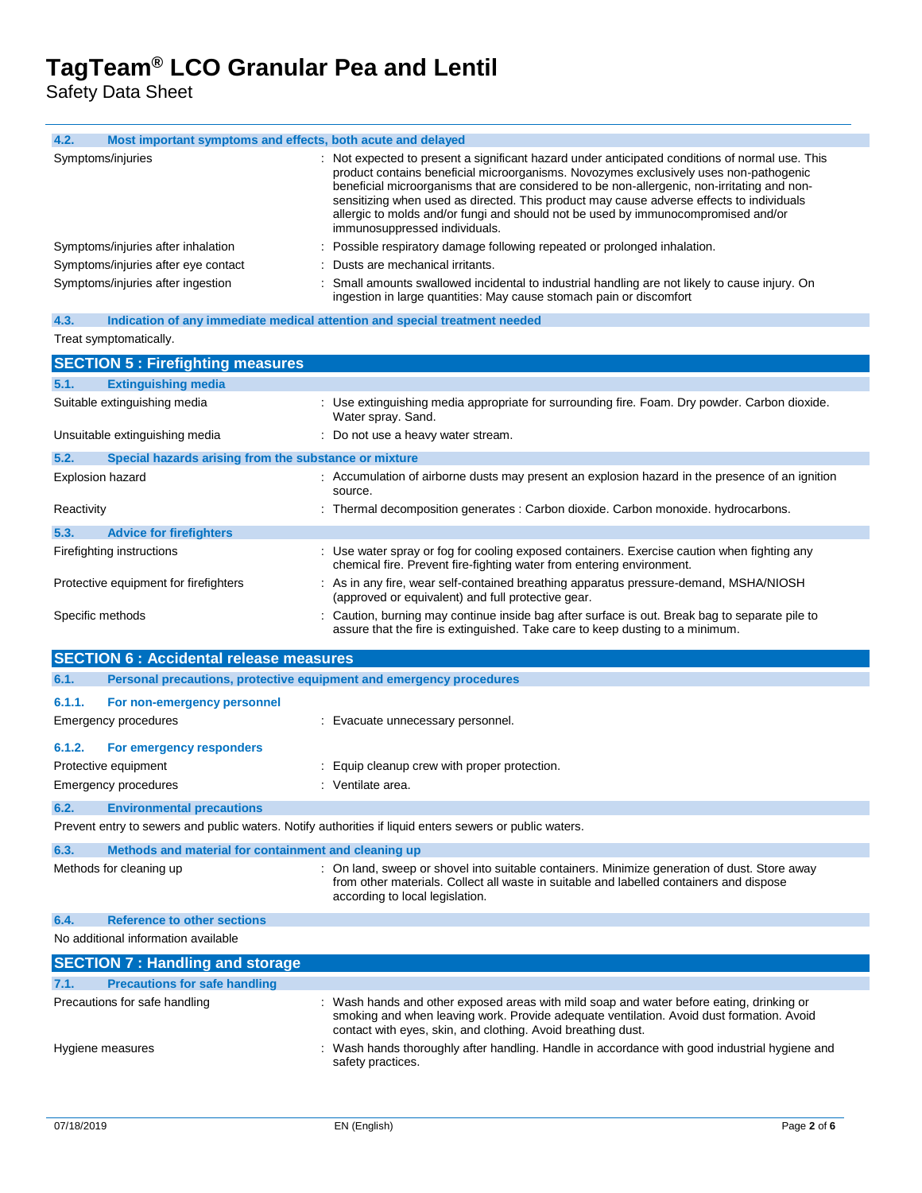### 4.2. Most important symptoms and effects, both acute and delayed

| | |
|---|---|
| Symptoms/injuries | : Not expected to present a significant hazard under anticipated conditions of normal use. This product contains beneficial microorganisms. Novozymes exclusively uses non-pathogenic beneficial microorganisms that are considered to be non-allergenic, non-irritating and non-sensitizing when used as directed. This product may cause adverse effects to individuals allergic to molds and/or fungi and should not be used by immunocompromised and/or immunosuppressed individuals. |
| Symptoms/injuries after inhalation | : Possible respiratory damage following repeated or prolonged inhalation. |
| Symptoms/injuries after eye contact | : Dusts are mechanical irritants. |
| Symptoms/injuries after ingestion | : Small amounts swallowed incidental to industrial handling are not likely to cause injury. On ingestion in large quantities: May cause stomach pain or discomfort |

### 4.3. Indication of any immediate medical attention and special treatment needed

Treat symptomatically.

## SECTION 5 : Firefighting measures

### 5.1. Extinguishing media

| | |
|---|---|
| Suitable extinguishing media | : Use extinguishing media appropriate for surrounding fire. Foam. Dry powder. Carbon dioxide. Water spray. Sand. |
| Unsuitable extinguishing media | : Do not use a heavy water stream. |

### 5.2. Special hazards arising from the substance or mixture

| | |
|---|---|
| Explosion hazard | : Accumulation of airborne dusts may present an explosion hazard in the presence of an ignition source. |
| Reactivity | : Thermal decomposition generates : Carbon dioxide. Carbon monoxide. hydrocarbons. |

### 5.3. Advice for firefighters

| | |
|---|---|
| Firefighting instructions | : Use water spray or fog for cooling exposed containers. Exercise caution when fighting any chemical fire. Prevent fire-fighting water from entering environment. |
| Protective equipment for firefighters | : As in any fire, wear self-contained breathing apparatus pressure-demand, MSHA/NIOSH (approved or equivalent) and full protective gear. |
| Specific methods | : Caution, burning may continue inside bag after surface is out. Break bag to separate pile to assure that the fire is extinguished. Take care to keep dusting to a minimum. |

## SECTION 6 : Accidental release measures

### 6.1. Personal precautions, protective equipment and emergency procedures

#### 6.1.1. For non-emergency personnel

| | |
|---|---|
| Emergency procedures | : Evacuate unnecessary personnel. |

#### 6.1.2. For emergency responders

| | |
|---|---|
| Protective equipment | : Equip cleanup crew with proper protection. |
| Emergency procedures | : Ventilate area. |

### 6.2. Environmental precautions

Prevent entry to sewers and public waters. Notify authorities if liquid enters sewers or public waters.

### 6.3. Methods and material for containment and cleaning up

| | |
|---|---|
| Methods for cleaning up | : On land, sweep or shovel into suitable containers. Minimize generation of dust. Store away from other materials. Collect all waste in suitable and labelled containers and dispose according to local legislation. |

### 6.4. Reference to other sections

No additional information available

## SECTION 7 : Handling and storage

### 7.1. Precautions for safe handling

| | |
|---|---|
| Precautions for safe handling | : Wash hands and other exposed areas with mild soap and water before eating, drinking or smoking and when leaving work. Provide adequate ventilation. Avoid dust formation. Avoid contact with eyes, skin, and clothing. Avoid breathing dust. |
| Hygiene measures | : Wash hands thoroughly after handling. Handle in accordance with good industrial hygiene and safety practices. |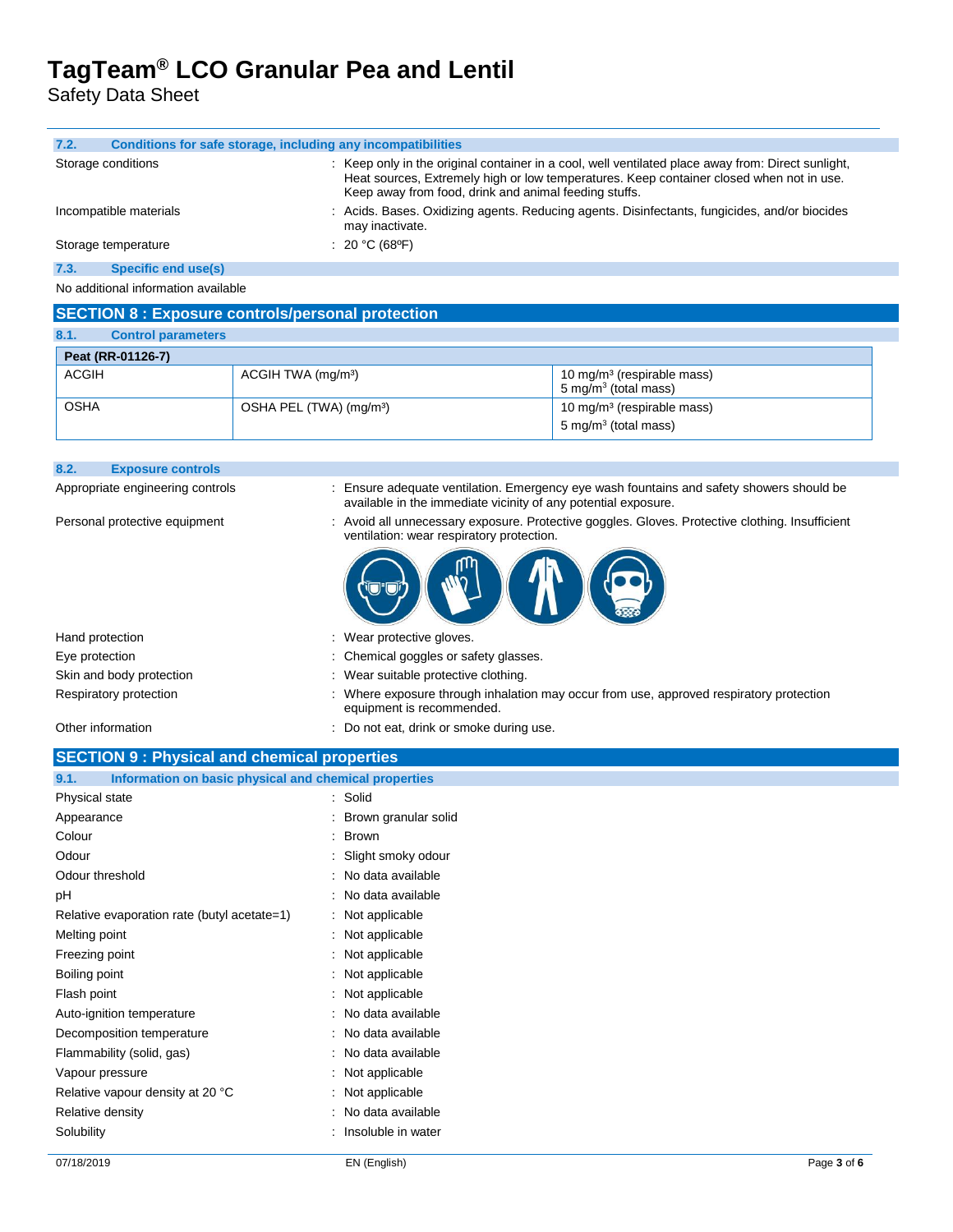### 7.2. Conditions for safe storage, including any incompatibilities

| | |
|---|---|
| Storage conditions | : Keep only in the original container in a cool, well ventilated place away from: Direct sunlight, Heat sources, Extremely high or low temperatures. Keep container closed when not in use. Keep away from food, drink and animal feeding stuffs. |
| Incompatible materials | : Acids. Bases. Oxidizing agents. Reducing agents. Disinfectants, fungicides, and/or biocides may inactivate. |
| Storage temperature | : 20 °C (68ºF) |

### 7.3. Specific end use(s)

No additional information available

## SECTION 8 : Exposure controls/personal protection

### 8.1. Control parameters

| Peat (RR-01126-7) | | |
|---|---|---|
| ACGIH | ACGIH TWA (mg/m³) | 10 mg/m³ (respirable mass)<br>5 mg/m³ (total mass) |
| OSHA | OSHA PEL (TWA) (mg/m³) | 10 mg/m³ (respirable mass)<br>5 mg/m³ (total mass) |

### 8.2. Exposure controls

| | |
|---|---|
| Appropriate engineering controls | : Ensure adequate ventilation. Emergency eye wash fountains and safety showers should be available in the immediate vicinity of any potential exposure. |
| Personal protective equipment | : Avoid all unnecessary exposure. Protective goggles. Gloves. Protective clothing. Insufficient ventilation: wear respiratory protection. |
| Hand protection | : Wear protective gloves. |
| Eye protection | : Chemical goggles or safety glasses. |
| Skin and body protection | : Wear suitable protective clothing. |
| Respiratory protection | : Where exposure through inhalation may occur from use, approved respiratory protection equipment is recommended. |
| Other information | : Do not eat, drink or smoke during use. |

## SECTION 9 : Physical and chemical properties

### 9.1. Information on basic physical and chemical properties

| | |
|---|---|
| Physical state | : Solid |
| Appearance | : Brown granular solid |
| Colour | : Brown |
| Odour | : Slight smoky odour |
| Odour threshold | : No data available |
| pH | : No data available |
| Relative evaporation rate (butyl acetate=1) | : Not applicable |
| Melting point | : Not applicable |
| Freezing point | : Not applicable |
| Boiling point | : Not applicable |
| Flash point | : Not applicable |
| Auto-ignition temperature | : No data available |
| Decomposition temperature | : No data available |
| Flammability (solid, gas) | : No data available |
| Vapour pressure | : Not applicable |
| Relative vapour density at 20 °C | : Not applicable |
| Relative density | : No data available |
| Solubility | : Insoluble in water |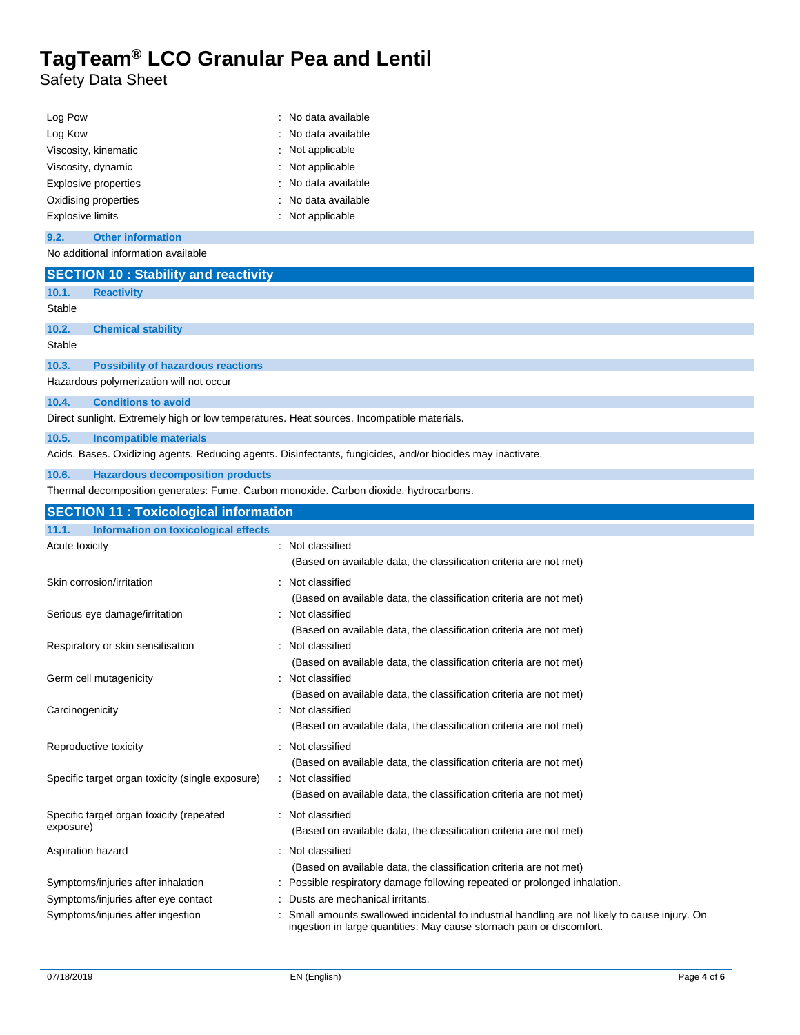| | |
|---|---|
| Log Pow | : No data available |
| Log Kow | : No data available |
| Viscosity, kinematic | : Not applicable |
| Viscosity, dynamic | : Not applicable |
| Explosive properties | : No data available |
| Oxidising properties | : No data available |
| Explosive limits | : Not applicable |

### 9.2. Other information

No additional information available

## SECTION 10 : Stability and reactivity

### 10.1. Reactivity

Stable

### 10.2. Chemical stability

Stable

### 10.3. Possibility of hazardous reactions

Hazardous polymerization will not occur

### 10.4. Conditions to avoid

Direct sunlight. Extremely high or low temperatures. Heat sources. Incompatible materials.

### 10.5. Incompatible materials

Acids. Bases. Oxidizing agents. Reducing agents. Disinfectants, fungicides, and/or biocides may inactivate.

### 10.6. Hazardous decomposition products

Thermal decomposition generates: Fume. Carbon monoxide. Carbon dioxide. hydrocarbons.

## SECTION 11 : Toxicological information

### 11.1. Information on toxicological effects

| | |
|---|---|
| Acute toxicity | : Not classified<br>(Based on available data, the classification criteria are not met) |
| Skin corrosion/irritation | : Not classified<br>(Based on available data, the classification criteria are not met) |
| Serious eye damage/irritation | : Not classified<br>(Based on available data, the classification criteria are not met) |
| Respiratory or skin sensitisation | : Not classified<br>(Based on available data, the classification criteria are not met) |
| Germ cell mutagenicity | : Not classified<br>(Based on available data, the classification criteria are not met) |
| Carcinogenicity | : Not classified<br>(Based on available data, the classification criteria are not met) |
| Reproductive toxicity | : Not classified<br>(Based on available data, the classification criteria are not met) |
| Specific target organ toxicity (single exposure) | : Not classified<br>(Based on available data, the classification criteria are not met) |
| Specific target organ toxicity (repeated exposure) | : Not classified<br>(Based on available data, the classification criteria are not met) |
| Aspiration hazard | : Not classified<br>(Based on available data, the classification criteria are not met) |
| Symptoms/injuries after inhalation | : Possible respiratory damage following repeated or prolonged inhalation. |
| Symptoms/injuries after eye contact | : Dusts are mechanical irritants. |
| Symptoms/injuries after ingestion | : Small amounts swallowed incidental to industrial handling are not likely to cause injury. On ingestion in large quantities: May cause stomach pain or discomfort. |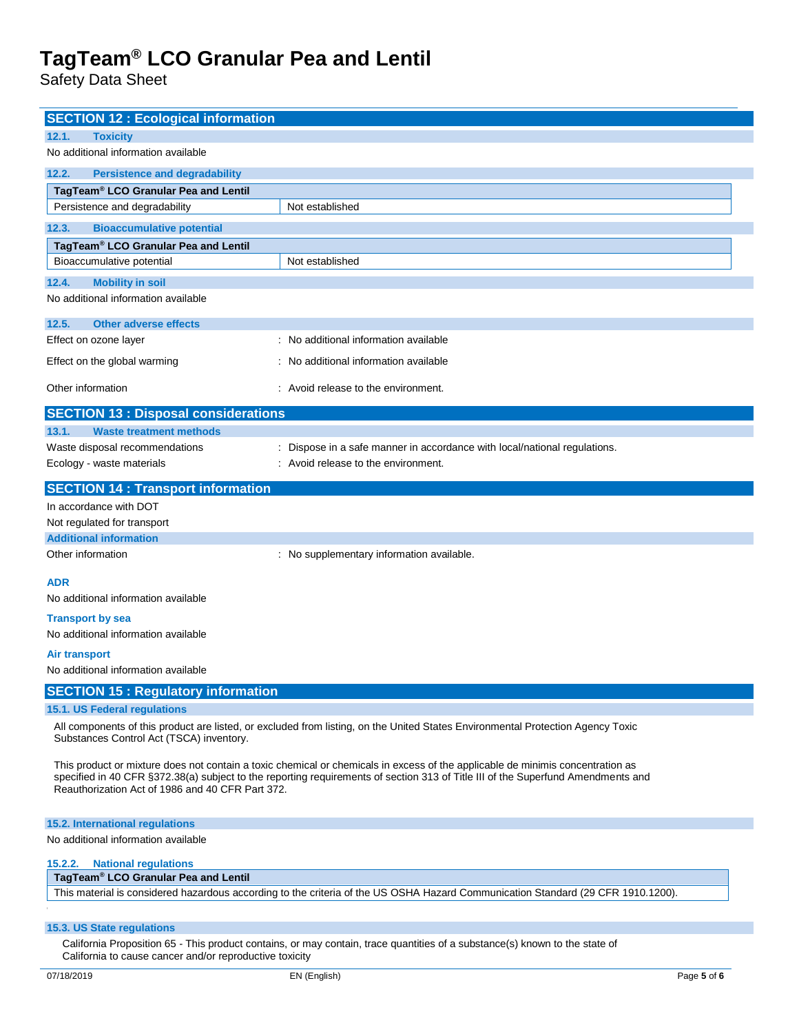## SECTION 12 : Ecological information

### 12.1. Toxicity

No additional information available

### 12.2. Persistence and degradability

| TagTeam® LCO Granular Pea and Lentil | |
|---|---|
| Persistence and degradability | Not established |

### 12.3. Bioaccumulative potential

| TagTeam® LCO Granular Pea and Lentil | |
|---|---|
| Bioaccumulative potential | Not established |

### 12.4. Mobility in soil

No additional information available

### 12.5. Other adverse effects

Effect on ozone layer : No additional information available

Effect on the global warming : No additional information available

Other information : Avoid release to the environment.

## SECTION 13 : Disposal considerations

### 13.1. Waste treatment methods

Waste disposal recommendations : Dispose in a safe manner in accordance with local/national regulations.

Ecology - waste materials : Avoid release to the environment.

## SECTION 14 : Transport information

In accordance with DOT

Not regulated for transport

### Additional information

Other information : No supplementary information available.

**ADR**

No additional information available

**Transport by sea**

No additional information available

**Air transport**

No additional information available

## SECTION 15 : Regulatory information

### 15.1. US Federal regulations

All components of this product are listed, or excluded from listing, on the United States Environmental Protection Agency Toxic Substances Control Act (TSCA) inventory.

This product or mixture does not contain a toxic chemical or chemicals in excess of the applicable de minimis concentration as specified in 40 CFR §372.38(a) subject to the reporting requirements of section 313 of Title III of the Superfund Amendments and Reauthorization Act of 1986 and 40 CFR Part 372.

### 15.2. International regulations

No additional information available

#### 15.2.2. National regulations

| TagTeam® LCO Granular Pea and Lentil |
|---|
| This material is considered hazardous according to the criteria of the US OSHA Hazard Communication Standard (29 CFR 1910.1200). |

### 15.3. US State regulations

California Proposition 65 - This product contains, or may contain, trace quantities of a substance(s) known to the state of California to cause cancer and/or reproductive toxicity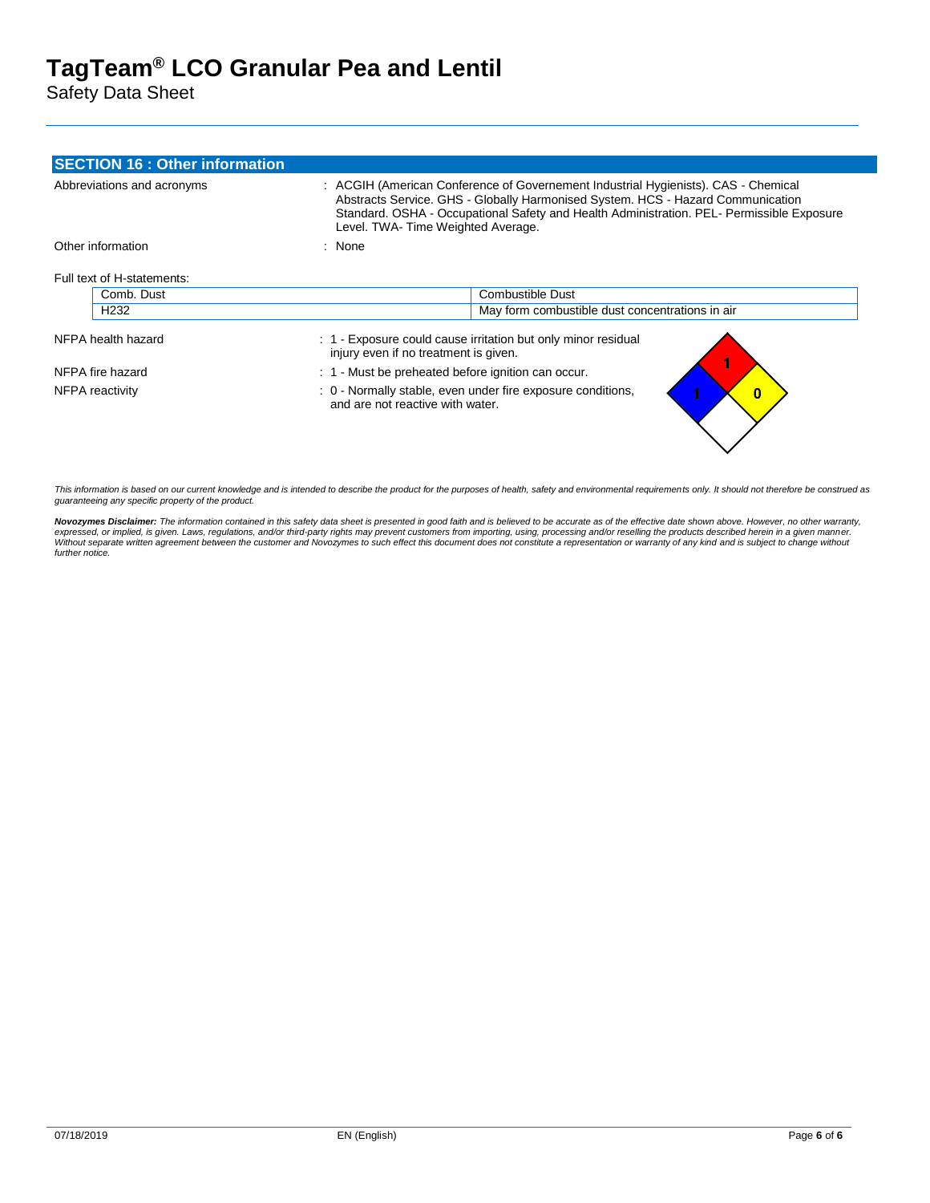## SECTION 16 : Other information

Abbreviations and acronyms : ACGIH (American Conference of Governement Industrial Hygienists). CAS - Chemical Abstracts Service. GHS - Globally Harmonised System. HCS - Hazard Communication Standard. OSHA - Occupational Safety and Health Administration. PEL- Permissible Exposure Level. TWA- Time Weighted Average.

Other information : None

Full text of H-statements:

| | |
|---|---|
| Comb. Dust | Combustible Dust |
| H232 | May form combustible dust concentrations in air |

NFPA health hazard : 1 - Exposure could cause irritation but only minor residual injury even if no treatment is given.

NFPA fire hazard : 1 - Must be preheated before ignition can occur.

NFPA reactivity : 0 - Normally stable, even under fire exposure conditions, and are not reactive with water.

1

1

0

*This information is based on our current knowledge and is intended to describe the product for the purposes of health, safety and environmental requirements only. It should not therefore be construed as guaranteeing any specific property of the product.*

***Novozymes Disclaimer:*** *The information contained in this safety data sheet is presented in good faith and is believed to be accurate as of the effective date shown above. However, no other warranty, expressed, or implied, is given. Laws, regulations, and/or third-party rights may prevent customers from importing, using, processing and/or reselling the products described herein in a given manner. Without separate written agreement between the customer and Novozymes to such effect this document does not constitute a representation or warranty of any kind and is subject to change without further notice.*